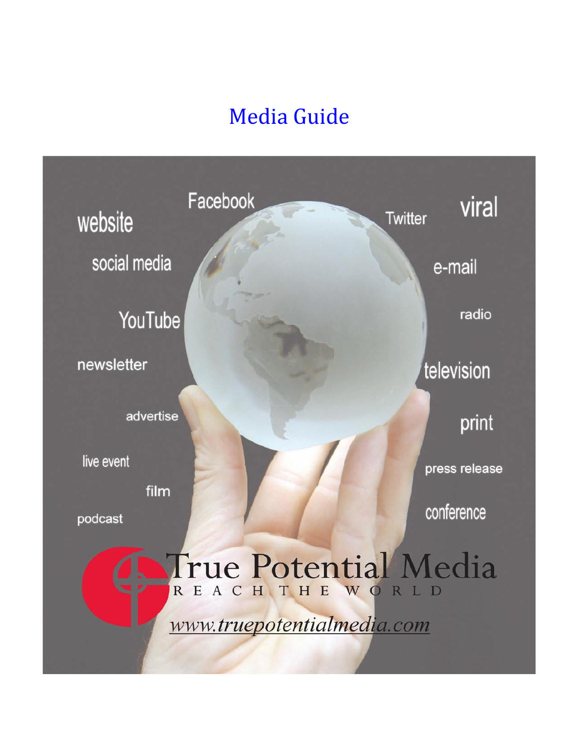# Media Guide

website

Facebook

Twitter

viral

social media

e-mail

YouTube

radio

newsletter

television

advertise

print

live event

press release

film

conference

podcast

True Potential Media

REACH THE WORLD

www.truepotentialmedia.com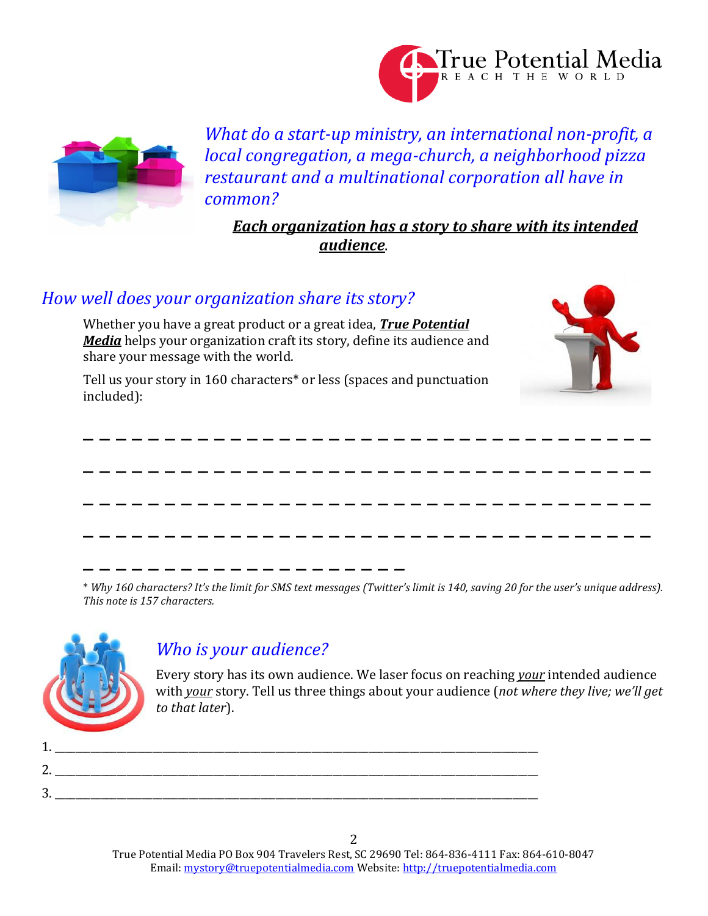*What do a start-up ministry, an international non-profit, a local congregation, a mega-church, a neighborhood pizza restaurant and a multinational corporation all have in common?*

***<u>Each organization has a story to share with its intended audience</u>***.

## *How well does your organization share its story?*

Whether you have a great product or a great idea, ***<u>True Potential Media</u>*** helps your organization craft its story, define its audience and share your message with the world.

Tell us your story in 160 characters* or less (spaces and punctuation included):

_ _ _ _ _ _ _ _ _ _ _ _ _ _ _ _ _ _ _ _ _ _ _ _ _ _ _ _ _ _ _ _ _ _ _ _ _ _ _ _

_ _ _ _ _ _ _ _ _ _ _ _ _ _ _ _ _ _ _ _ _ _ _ _ _ _ _ _ _ _ _ _ _ _ _ _ _ _ _ _

_ _ _ _ _ _ _ _ _ _ _ _ _ _ _ _ _ _ _ _ _ _ _ _ _ _ _ _ _ _ _ _ _ _ _ _ _ _ _ _

_ _ _ _ _ _ _ _ _ _ _ _ _ _ _ _ _ _ _ _ _ _ _ _ _ _ _ _ _ _ _ _ _ _ _ _ _ _ _ _

_ _ _ _ _ _ _ _ _ _ _ _ _ _ _ _ _ _ _ _ _ _ _

\* *Why 160 characters? It's the limit for SMS text messages (Twitter's limit is 140, saving 20 for the user's unique address). This note is 157 characters.*

## *Who is your audience?*

Every story has its own audience. We laser focus on reaching *<u>your</u>* intended audience with *<u>your</u>* story. Tell us three things about your audience (*not where they live; we'll get to that later*).

1. ____________________________________________________________________________
2. ____________________________________________________________________________
3. ____________________________________________________________________________

True Potential Media PO Box 904 Travelers Rest, SC 29690 Tel: 864-836-4111 Fax: 864-610-8047
Email: mystory@truepotentialmedia.com Website: http://truepotentialmedia.com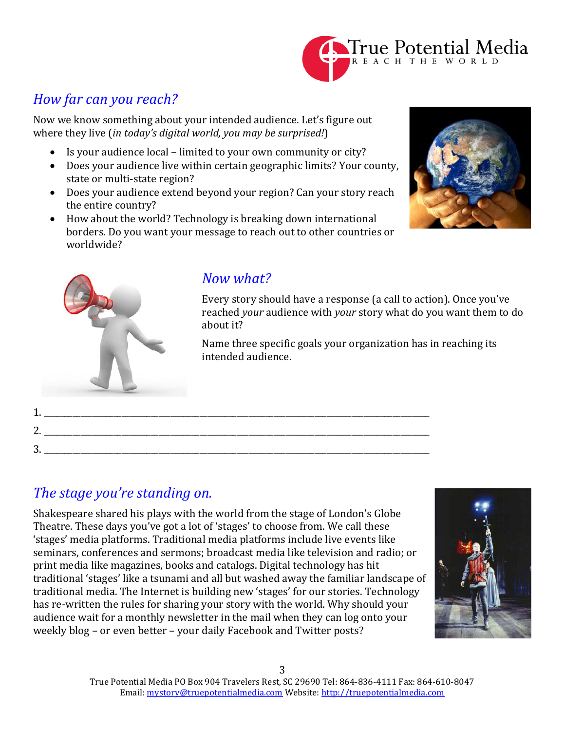## *How far can you reach?*

Now we know something about your intended audience. Let's figure out where they live (*in today's digital world, you may be surprised!*)

- Is your audience local – limited to your own community or city?
- Does your audience live within certain geographic limits? Your county, state or multi-state region?
- Does your audience extend beyond your region? Can your story reach the entire country?
- How about the world? Technology is breaking down international borders. Do you want your message to reach out to other countries or worldwide?

## *Now what?*

Every story should have a response (a call to action). Once you've reached *your* audience with *your* story what do you want them to do about it?

Name three specific goals your organization has in reaching its intended audience.

1. ______________________________________________________________________________
2. ______________________________________________________________________________
3. ______________________________________________________________________________

## *The stage you're standing on.*

Shakespeare shared his plays with the world from the stage of London's Globe Theatre. These days you've got a lot of 'stages' to choose from. We call these 'stages' media platforms. Traditional media platforms include live events like seminars, conferences and sermons; broadcast media like television and radio; or print media like magazines, books and catalogs. Digital technology has hit traditional 'stages' like a tsunami and all but washed away the familiar landscape of traditional media. The Internet is building new 'stages' for our stories. Technology has re-written the rules for sharing your story with the world. Why should your audience wait for a monthly newsletter in the mail when they can log onto your weekly blog – or even better – your daily Facebook and Twitter posts?

True Potential Media PO Box 904 Travelers Rest, SC 29690 Tel: 864-836-4111 Fax: 864-610-8047
Email: mystory@truepotentialmedia.com Website: http://truepotentialmedia.com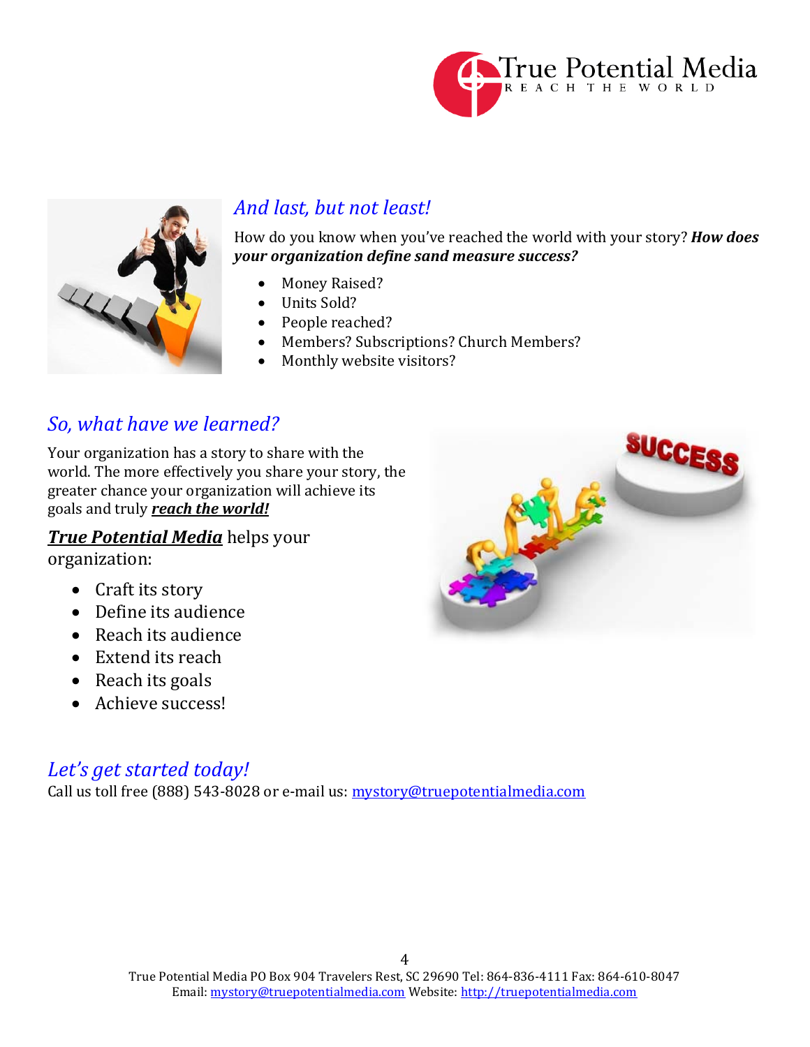## *And last, but not least!*

How do you know when you've reached the world with your story? ***How does your organization define sand measure success?***

- Money Raised?
- Units Sold?
- People reached?
- Members? Subscriptions? Church Members?
- Monthly website visitors?

## *So, what have we learned?*

Your organization has a story to share with the world. The more effectively you share your story, the greater chance your organization will achieve its goals and truly ***reach the world!***

***True Potential Media*** helps your organization:

- Craft its story
- Define its audience
- Reach its audience
- Extend its reach
- Reach its goals
- Achieve success!

## *Let's get started today!*

Call us toll free (888) 543-8028 or e-mail us: mystory@truepotentialmedia.com

True Potential Media PO Box 904 Travelers Rest, SC 29690 Tel: 864-836-4111 Fax: 864-610-8047
Email: mystory@truepotentialmedia.com Website: http://truepotentialmedia.com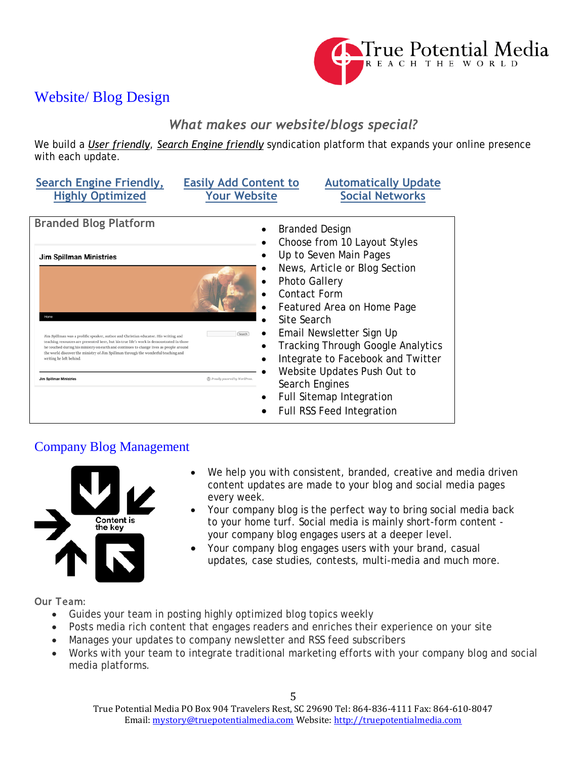## Website/ Blog Design

### *What makes our website/blogs special?*

We build a *User friendly*, *Search Engine friendly* syndication platform that expands your online presence with each update.

**Search Engine Friendly, Highly Optimized** | **Easily Add Content to Your Website** | **Automatically Update Social Networks**

**Branded Blog Platform**

- Branded Design
- Choose from 10 Layout Styles
- Up to Seven Main Pages
- News, Article or Blog Section
- Photo Gallery
- Contact Form
- Featured Area on Home Page
- Site Search
- Email Newsletter Sign Up
- Tracking Through Google Analytics
- Integrate to Facebook and Twitter
- Website Updates Push Out to Search Engines
- Full Sitemap Integration
- Full RSS Feed Integration

## Company Blog Management

- We help you with consistent, branded, creative and media driven content updates are made to your blog and social media pages every week.
- Your company blog is the perfect way to bring social media back to your home turf. Social media is mainly short-form content - your company blog engages users at a deeper level.
- Your company blog engages users with your brand, casual updates, case studies, contests, multi-media and much more.

Our Team:

- Guides your team in posting highly optimized blog topics weekly
- Posts media rich content that engages readers and enriches their experience on your site
- Manages your updates to company newsletter and RSS feed subscribers
- Works with your team to integrate traditional marketing efforts with your company blog and social media platforms.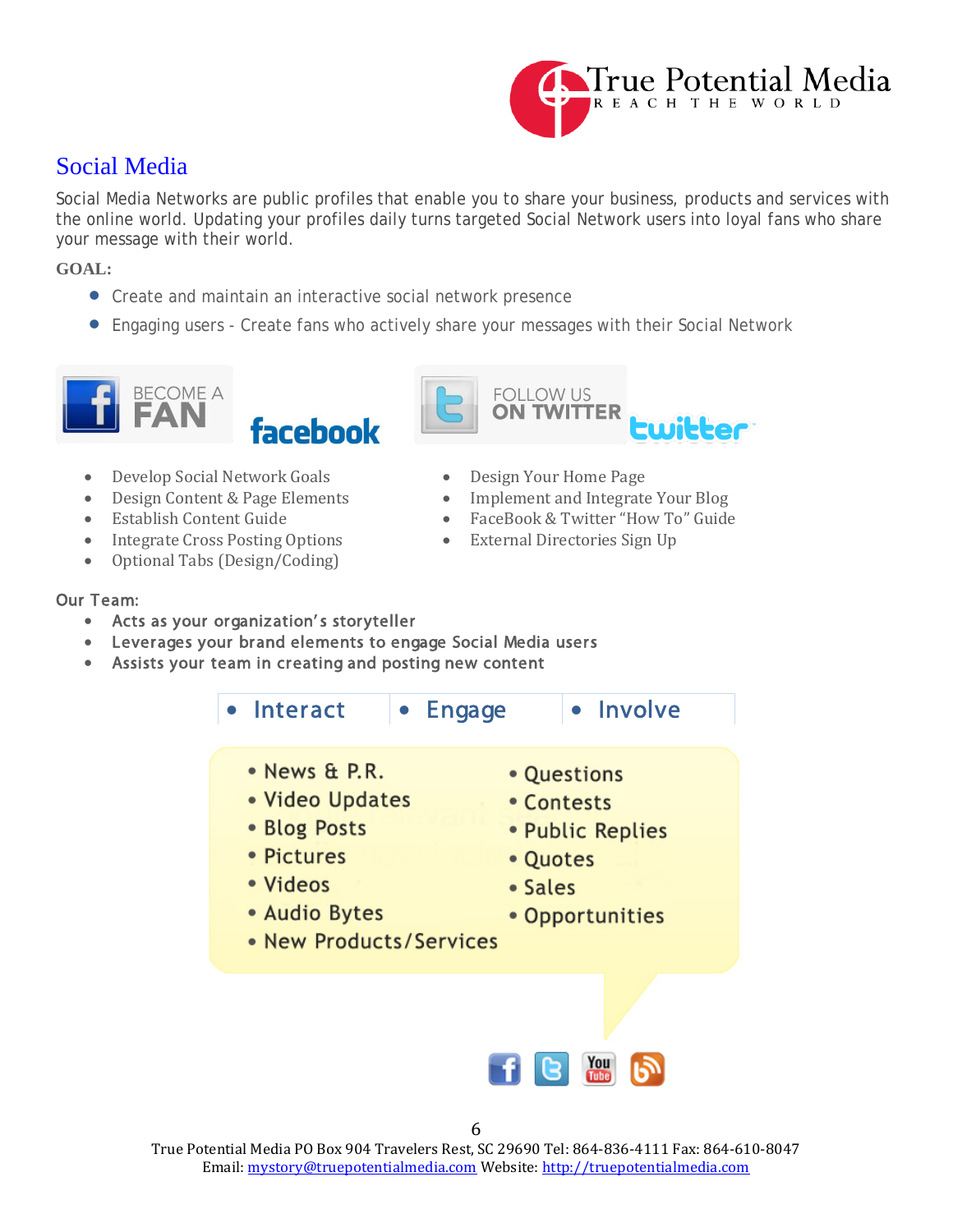# Social Media

Social Media Networks are public profiles that enable you to share your business, products and services with the online world. Updating your profiles daily turns targeted Social Network users into loyal fans who share your message with their world.

**GOAL:**

- Create and maintain an interactive social network presence
- Engaging users - Create fans who actively share your messages with their Social Network

BECOME A FAN facebook

- Develop Social Network Goals
- Design Content & Page Elements
- Establish Content Guide
- Integrate Cross Posting Options
- Optional Tabs (Design/Coding)

FOLLOW US ON TWITTER twitter

- Design Your Home Page
- Implement and Integrate Your Blog
- FaceBook & Twitter "How To" Guide
- External Directories Sign Up

Our Team:

- Acts as your organization's storyteller
- Leverages your brand elements to engage Social Media users
- Assists your team in creating and posting new content

- Interact
- Engage
- Involve

- News & P.R.
- Video Updates
- Blog Posts
- Pictures
- Videos
- Audio Bytes
- New Products/Services

- Questions
- Contests
- Public Replies
- Quotes
- Sales
- Opportunities

True Potential Media PO Box 904 Travelers Rest, SC 29690 Tel: 864-836-4111 Fax: 864-610-8047
Email: mystory@truepotentialmedia.com Website: http://truepotentialmedia.com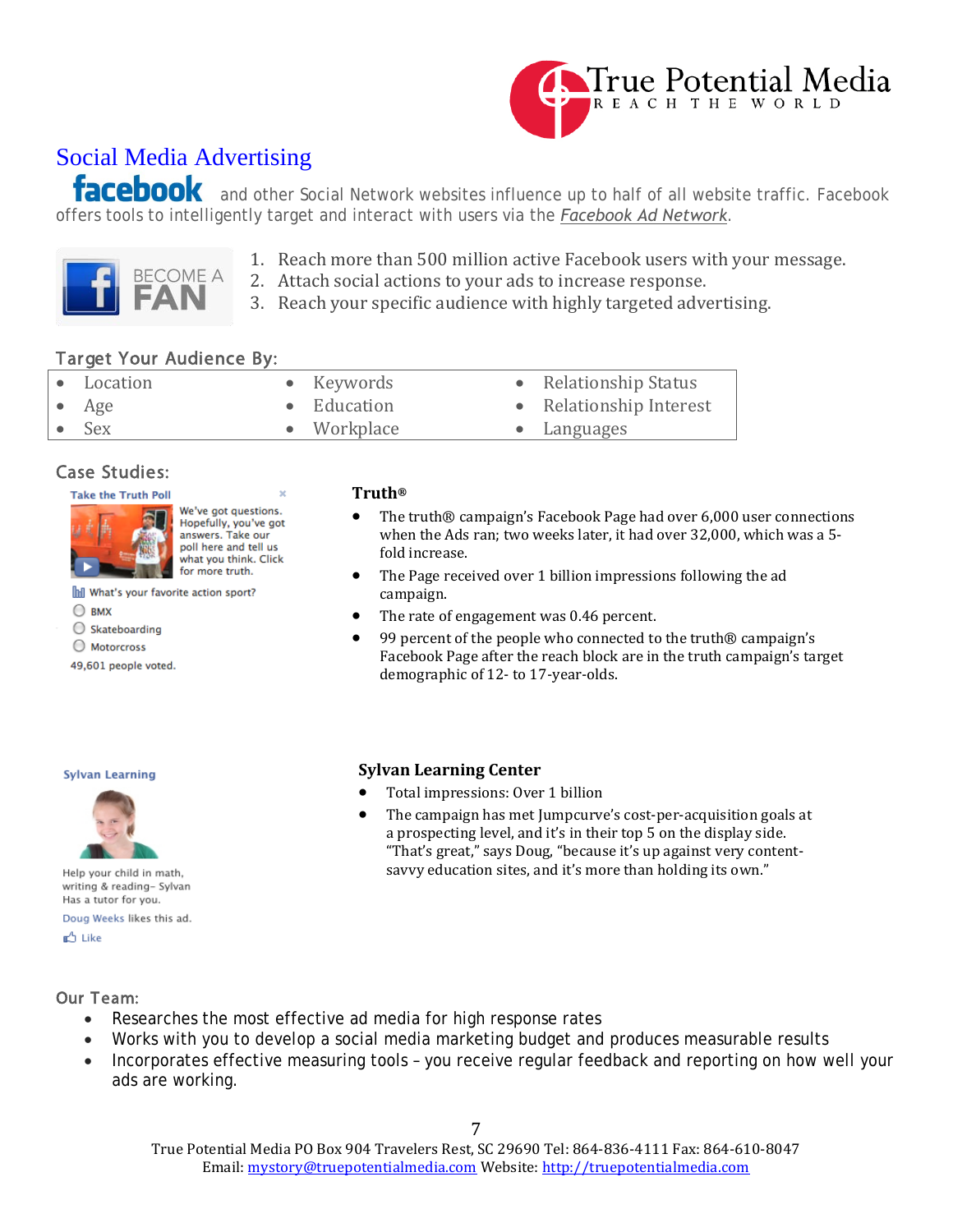True Potential Media
REACH THE WORLD

## Social Media Advertising

**facebook** and other Social Network websites influence up to half of all website traffic. Facebook offers tools to intelligently target and interact with users via the *Facebook Ad Network*.

BECOME A FAN

1. Reach more than 500 million active Facebook users with your message.
2. Attach social actions to your ads to increase response.
3. Reach your specific audience with highly targeted advertising.

### Target Your Audience By:

| | | |
|---|---|---|
| • Location | • Keywords | • Relationship Status |
| • Age | • Education | • Relationship Interest |
| • Sex | • Workplace | • Languages |

### Case Studies:

Take the Truth Poll

We've got questions. Hopefully, you've got answers. Take our poll here and tell us what you think. Click for more truth.

What's your favorite action sport?

- BMX
- Skateboarding
- Motorcross

49,601 people voted.

**Truth®**

- The truth® campaign's Facebook Page had over 6,000 user connections when the Ads ran; two weeks later, it had over 32,000, which was a 5-fold increase.
- The Page received over 1 billion impressions following the ad campaign.
- The rate of engagement was 0.46 percent.
- 99 percent of the people who connected to the truth® campaign's Facebook Page after the reach block are in the truth campaign's target demographic of 12- to 17-year-olds.

Sylvan Learning

Help your child in math, writing & reading– Sylvan Has a tutor for you.

Doug Weeks likes this ad.

Like

**Sylvan Learning Center**

- Total impressions: Over 1 billion
- The campaign has met Jumpcurve's cost-per-acquisition goals at a prospecting level, and it's in their top 5 on the display side. "That's great," says Doug, "because it's up against very content-savvy education sites, and it's more than holding its own."

### Our Team:

- Researches the most effective ad media for high response rates
- Works with you to develop a social media marketing budget and produces measurable results
- Incorporates effective measuring tools – you receive regular feedback and reporting on how well your ads are working.

True Potential Media PO Box 904 Travelers Rest, SC 29690 Tel: 864-836-4111 Fax: 864-610-8047
Email: mystory@truepotentialmedia.com Website: http://truepotentialmedia.com